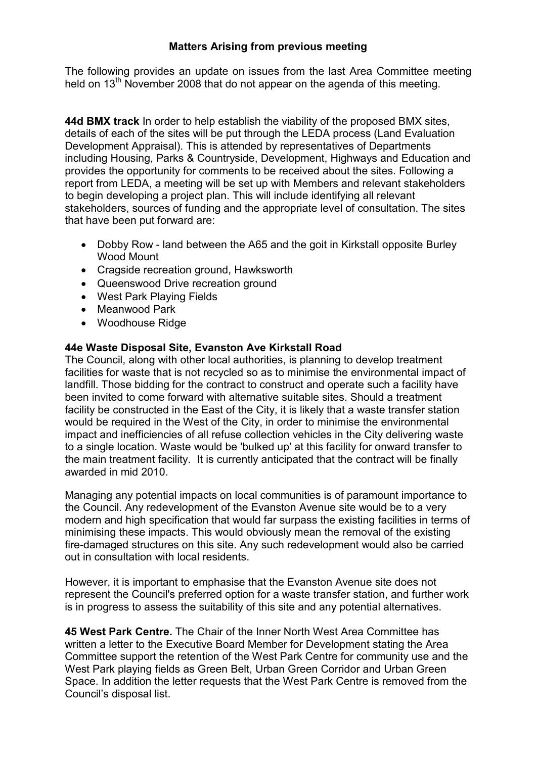# Matters Arising from previous meeting

The following provides an update on issues from the last Area Committee meeting held on 13th November 2008 that do not appear on the agenda of this meeting.

**44d BMX track** In order to help establish the viability of the proposed BMX sites, details of each of the sites will be put through the LEDA process (Land Evaluation Development Appraisal). This is attended by representatives of Departments including Housing, Parks & Countryside, Development, Highways and Education and provides the opportunity for comments to be received about the sites. Following a report from LEDA, a meeting will be set up with Members and relevant stakeholders to begin developing a project plan. This will include identifying all relevant stakeholders, sources of funding and the appropriate level of consultation. The sites that have been put forward are:

- Dobby Row - land between the A65 and the goit in Kirkstall opposite Burley Wood Mount
- Cragside recreation ground, Hawksworth
- Queenswood Drive recreation ground
- West Park Playing Fields
- Meanwood Park
- Woodhouse Ridge

**44e Waste Disposal Site, Evanston Ave Kirkstall Road**

The Council, along with other local authorities, is planning to develop treatment facilities for waste that is not recycled so as to minimise the environmental impact of landfill. Those bidding for the contract to construct and operate such a facility have been invited to come forward with alternative suitable sites. Should a treatment facility be constructed in the East of the City, it is likely that a waste transfer station would be required in the West of the City, in order to minimise the environmental impact and inefficiencies of all refuse collection vehicles in the City delivering waste to a single location. Waste would be 'bulked up' at this facility for onward transfer to the main treatment facility. It is currently anticipated that the contract will be finally awarded in mid 2010.

Managing any potential impacts on local communities is of paramount importance to the Council. Any redevelopment of the Evanston Avenue site would be to a very modern and high specification that would far surpass the existing facilities in terms of minimising these impacts. This would obviously mean the removal of the existing fire-damaged structures on this site. Any such redevelopment would also be carried out in consultation with local residents.

However, it is important to emphasise that the Evanston Avenue site does not represent the Council's preferred option for a waste transfer station, and further work is in progress to assess the suitability of this site and any potential alternatives.

**45 West Park Centre.** The Chair of the Inner North West Area Committee has written a letter to the Executive Board Member for Development stating the Area Committee support the retention of the West Park Centre for community use and the West Park playing fields as Green Belt, Urban Green Corridor and Urban Green Space. In addition the letter requests that the West Park Centre is removed from the Council's disposal list.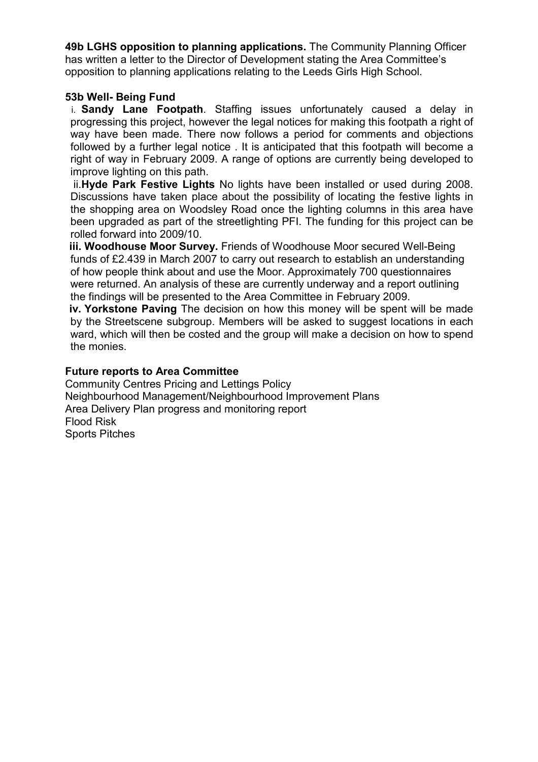**49b LGHS opposition to planning applications.** The Community Planning Officer has written a letter to the Director of Development stating the Area Committee's opposition to planning applications relating to the Leeds Girls High School.

**53b Well- Being Fund**

i. **Sandy Lane Footpath**. Staffing issues unfortunately caused a delay in progressing this project, however the legal notices for making this footpath a right of way have been made. There now follows a period for comments and objections followed by a further legal notice . It is anticipated that this footpath will become a right of way in February 2009. A range of options are currently being developed to improve lighting on this path.

ii. **Hyde Park Festive Lights** No lights have been installed or used during 2008. Discussions have taken place about the possibility of locating the festive lights in the shopping area on Woodsley Road once the lighting columns in this area have been upgraded as part of the streetlighting PFI. The funding for this project can be rolled forward into 2009/10.

**iii. Woodhouse Moor Survey.** Friends of Woodhouse Moor secured Well-Being funds of £2.439 in March 2007 to carry out research to establish an understanding of how people think about and use the Moor. Approximately 700 questionnaires were returned. An analysis of these are currently underway and a report outlining the findings will be presented to the Area Committee in February 2009.

**iv. Yorkstone Paving** The decision on how this money will be spent will be made by the Streetscene subgroup. Members will be asked to suggest locations in each ward, which will then be costed and the group will make a decision on how to spend the monies.

**Future reports to Area Committee**

Community Centres Pricing and Lettings Policy
Neighbourhood Management/Neighbourhood Improvement Plans
Area Delivery Plan progress and monitoring report
Flood Risk
Sports Pitches